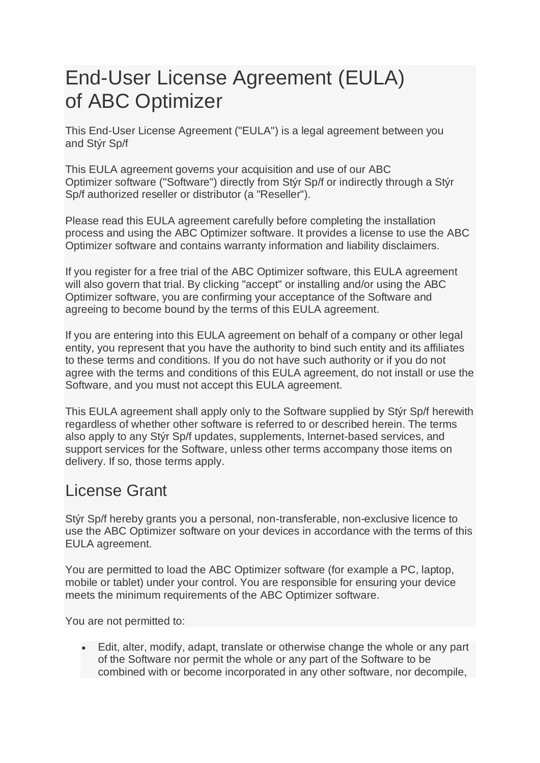# End-User License Agreement (EULA) of ABC Optimizer

This End-User License Agreement ("EULA") is a legal agreement between you and Stýr Sp/f

This EULA agreement governs your acquisition and use of our ABC Optimizer software ("Software") directly from Stýr Sp/f or indirectly through a Stýr Sp/f authorized reseller or distributor (a "Reseller").

Please read this EULA agreement carefully before completing the installation process and using the ABC Optimizer software. It provides a license to use the ABC Optimizer software and contains warranty information and liability disclaimers.

If you register for a free trial of the ABC Optimizer software, this EULA agreement will also govern that trial. By clicking "accept" or installing and/or using the ABC Optimizer software, you are confirming your acceptance of the Software and agreeing to become bound by the terms of this EULA agreement.

If you are entering into this EULA agreement on behalf of a company or other legal entity, you represent that you have the authority to bind such entity and its affiliates to these terms and conditions. If you do not have such authority or if you do not agree with the terms and conditions of this EULA agreement, do not install or use the Software, and you must not accept this EULA agreement.

This EULA agreement shall apply only to the Software supplied by Stýr Sp/f herewith regardless of whether other software is referred to or described herein. The terms also apply to any Stýr Sp/f updates, supplements, Internet-based services, and support services for the Software, unless other terms accompany those items on delivery. If so, those terms apply.

## License Grant

Stýr Sp/f hereby grants you a personal, non-transferable, non-exclusive licence to use the ABC Optimizer software on your devices in accordance with the terms of this EULA agreement.

You are permitted to load the ABC Optimizer software (for example a PC, laptop, mobile or tablet) under your control. You are responsible for ensuring your device meets the minimum requirements of the ABC Optimizer software.

You are not permitted to:

- Edit, alter, modify, adapt, translate or otherwise change the whole or any part of the Software nor permit the whole or any part of the Software to be combined with or become incorporated in any other software, nor decompile,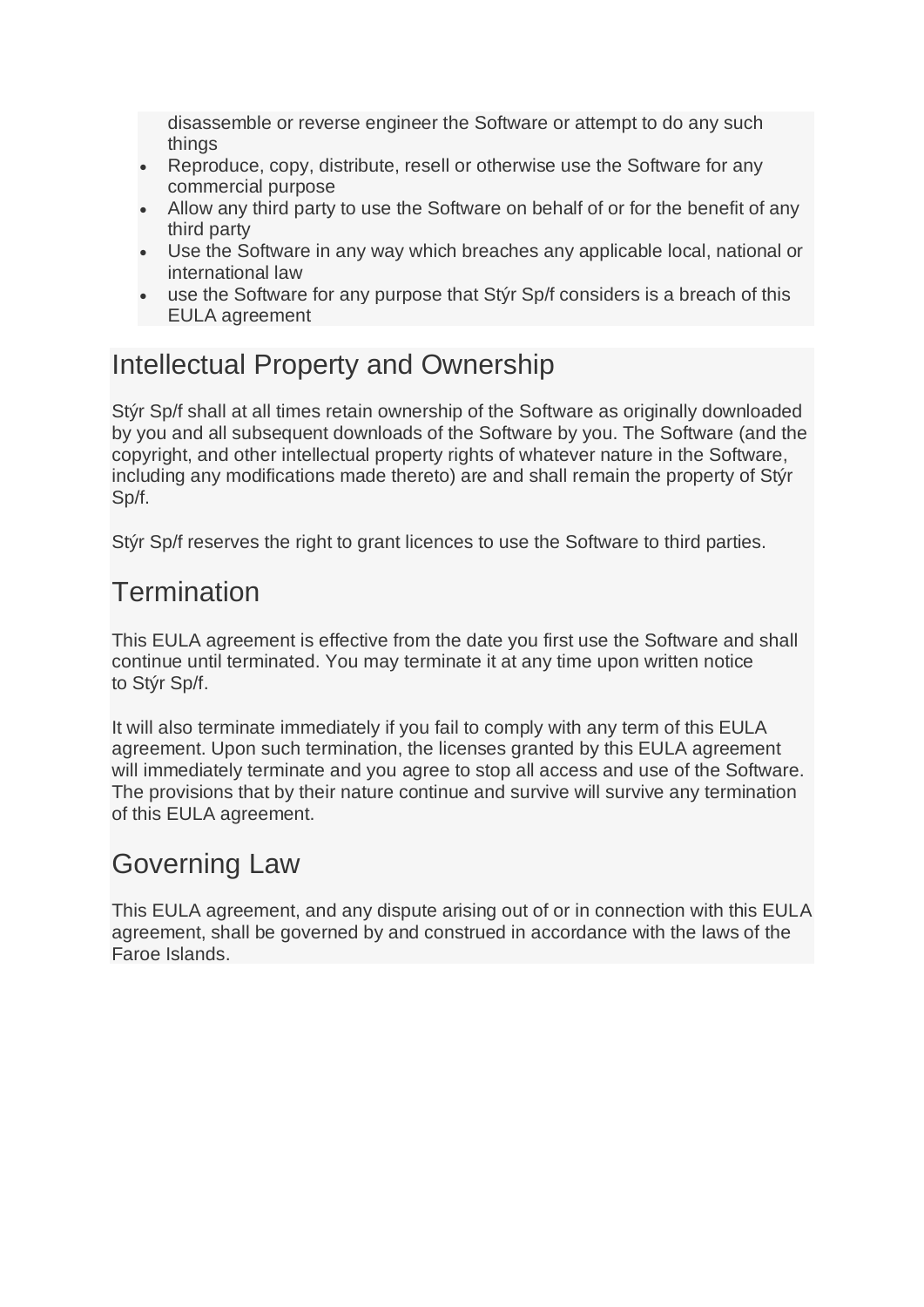disassemble or reverse engineer the Software or attempt to do any such things

- Reproduce, copy, distribute, resell or otherwise use the Software for any commercial purpose
- Allow any third party to use the Software on behalf of or for the benefit of any third party
- Use the Software in any way which breaches any applicable local, national or international law
- use the Software for any purpose that Stýr Sp/f considers is a breach of this EULA agreement

## Intellectual Property and Ownership

Stýr Sp/f shall at all times retain ownership of the Software as originally downloaded by you and all subsequent downloads of the Software by you. The Software (and the copyright, and other intellectual property rights of whatever nature in the Software, including any modifications made thereto) are and shall remain the property of Stýr Sp/f.

Stýr Sp/f reserves the right to grant licences to use the Software to third parties.

## Termination

This EULA agreement is effective from the date you first use the Software and shall continue until terminated. You may terminate it at any time upon written notice to Stýr Sp/f.

It will also terminate immediately if you fail to comply with any term of this EULA agreement. Upon such termination, the licenses granted by this EULA agreement will immediately terminate and you agree to stop all access and use of the Software. The provisions that by their nature continue and survive will survive any termination of this EULA agreement.

## Governing Law

This EULA agreement, and any dispute arising out of or in connection with this EULA agreement, shall be governed by and construed in accordance with the laws of the Faroe Islands.